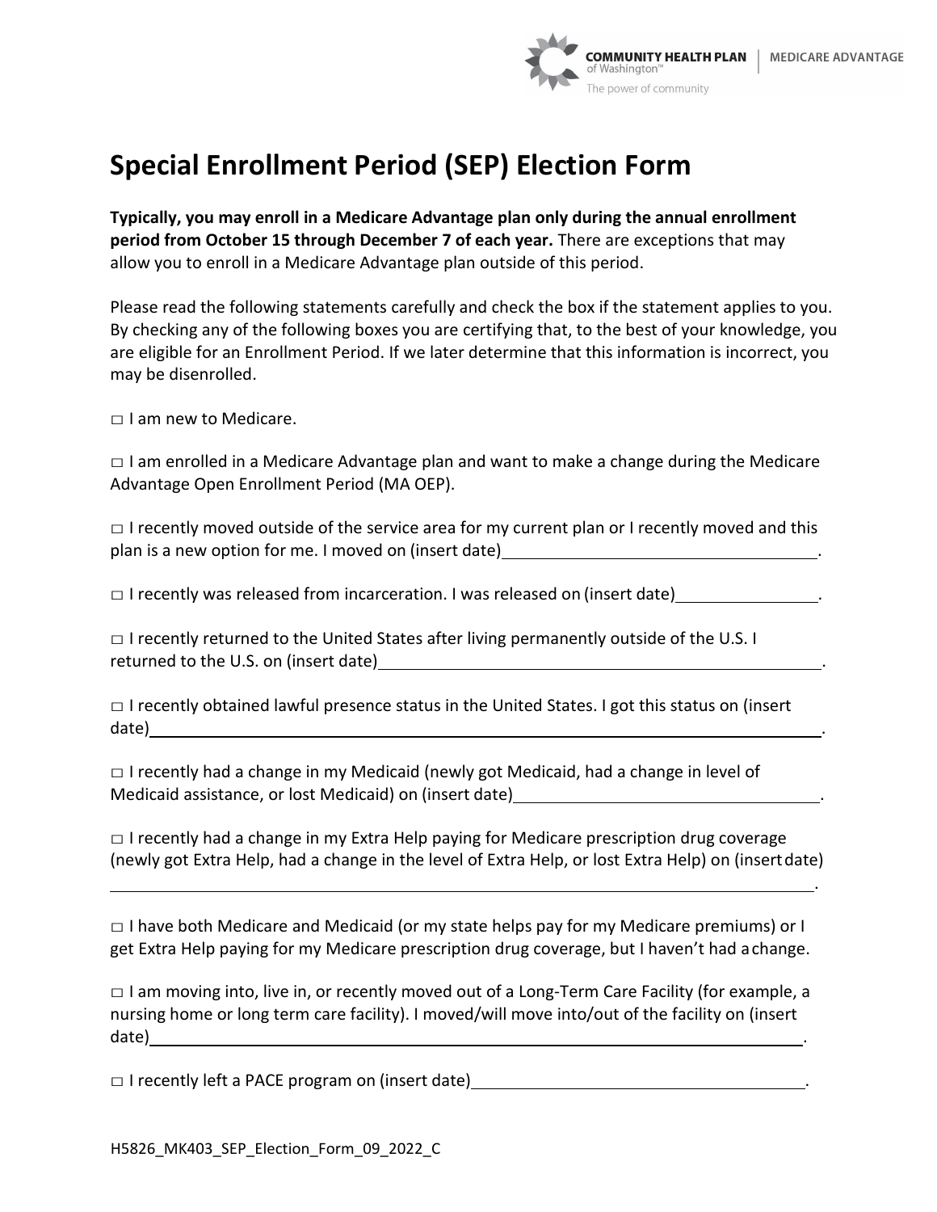# Special Enrollment Period (SEP) Election Form

**Typically, you may enroll in a Medicare Advantage plan only during the annual enrollment period from October 15 through December 7 of each year.** There are exceptions that may allow you to enroll in a Medicare Advantage plan outside of this period.

Please read the following statements carefully and check the box if the statement applies to you. By checking any of the following boxes you are certifying that, to the best of your knowledge, you are eligible for an Enrollment Period. If we later determine that this information is incorrect, you may be disenrolled.

□ I am new to Medicare.

□ I am enrolled in a Medicare Advantage plan and want to make a change during the Medicare Advantage Open Enrollment Period (MA OEP).

□ I recently moved outside of the service area for my current plan or I recently moved and this plan is a new option for me. I moved on (insert date)\_\_\_\_\_\_\_\_\_\_\_\_\_\_\_\_\_\_\_\_\_\_\_\_\_\_\_\_\_\_\_\_\_\_.

□ I recently was released from incarceration. I was released on (insert date)\_\_\_\_\_\_\_\_\_\_\_\_\_\_\_.

□ I recently returned to the United States after living permanently outside of the U.S. I returned to the U.S. on (insert date)\_\_\_\_\_\_\_\_\_\_\_\_\_\_\_\_\_\_\_\_\_\_\_\_\_\_\_\_\_\_\_\_\_\_\_\_\_\_\_\_\_\_\_\_\_\_\_\_\_\_\_.

□ I recently obtained lawful presence status in the United States. I got this status on (insert date)\_\_\_\_\_\_\_\_\_\_\_\_\_\_\_\_\_\_\_\_\_\_\_\_\_\_\_\_\_\_\_\_\_\_\_\_\_\_\_\_\_\_\_\_\_\_\_\_\_\_\_\_\_\_\_\_\_\_\_\_\_\_\_\_\_\_\_\_\_\_\_\_\_\_\_\_\_.

□ I recently had a change in my Medicaid (newly got Medicaid, had a change in level of Medicaid assistance, or lost Medicaid) on (insert date)\_\_\_\_\_\_\_\_\_\_\_\_\_\_\_\_\_\_\_\_\_\_\_\_\_\_\_\_\_\_\_\_\_\_\_\_\_\_.

□ I recently had a change in my Extra Help paying for Medicare prescription drug coverage (newly got Extra Help, had a change in the level of Extra Help, or lost Extra Help) on (insert date) \_\_\_\_\_\_\_\_\_\_\_\_\_\_\_\_\_\_\_\_\_\_\_\_\_\_\_\_\_\_\_\_\_\_\_\_\_\_\_\_\_\_\_\_\_\_\_\_\_\_\_\_\_\_\_\_\_\_\_\_\_\_\_\_\_\_\_\_\_\_\_\_\_\_\_\_\_\_\_\_\_\_\_\_\_\_.

□ I have both Medicare and Medicaid (or my state helps pay for my Medicare premiums) or I get Extra Help paying for my Medicare prescription drug coverage, but I haven't had a change.

□ I am moving into, live in, or recently moved out of a Long-Term Care Facility (for example, a nursing home or long term care facility). I moved/will move into/out of the facility on (insert date)\_\_\_\_\_\_\_\_\_\_\_\_\_\_\_\_\_\_\_\_\_\_\_\_\_\_\_\_\_\_\_\_\_\_\_\_\_\_\_\_\_\_\_\_\_\_\_\_\_\_\_\_\_\_\_\_\_\_\_\_\_\_\_\_\_\_\_\_\_\_\_\_\_\_\_.

□ I recently left a PACE program on (insert date)\_\_\_\_\_\_\_\_\_\_\_\_\_\_\_\_\_\_\_\_\_\_\_\_\_\_\_\_\_\_\_\_\_\_\_\_\_\_\_\_\_.

H5826_MK403_SEP_Election_Form_09_2022_C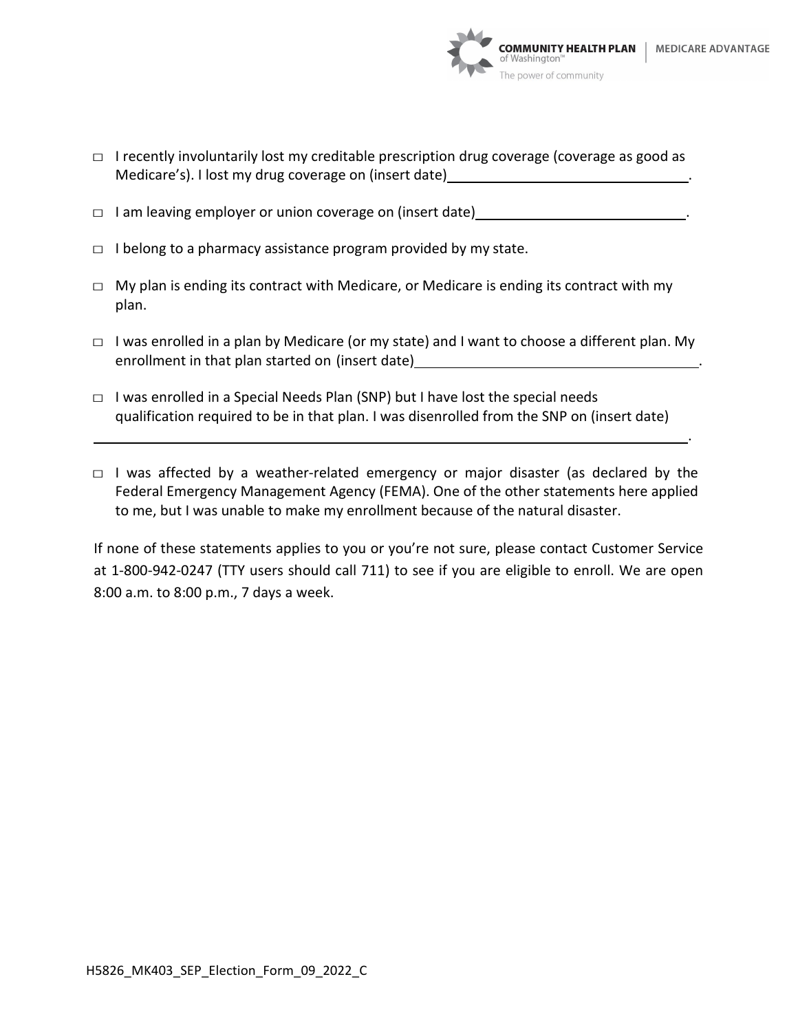- ☐ I recently involuntarily lost my creditable prescription drug coverage (coverage as good as Medicare's). I lost my drug coverage on (insert date)________________________________.
- ☐ I am leaving employer or union coverage on (insert date)____________________________.
- ☐ I belong to a pharmacy assistance program provided by my state.
- ☐ My plan is ending its contract with Medicare, or Medicare is ending its contract with my plan.
- ☐ I was enrolled in a plan by Medicare (or my state) and I want to choose a different plan. My enrollment in that plan started on (insert date)______________________________________.
- ☐ I was enrolled in a Special Needs Plan (SNP) but I have lost the special needs qualification required to be in that plan. I was disenrolled from the SNP on (insert date) ______________________________________________________________________________.
- ☐ I was affected by a weather-related emergency or major disaster (as declared by the Federal Emergency Management Agency (FEMA). One of the other statements here applied to me, but I was unable to make my enrollment because of the natural disaster.

If none of these statements applies to you or you're not sure, please contact Customer Service at 1-800-942-0247 (TTY users should call 711) to see if you are eligible to enroll. We are open 8:00 a.m. to 8:00 p.m., 7 days a week.

H5826_MK403_SEP_Election_Form_09_2022_C